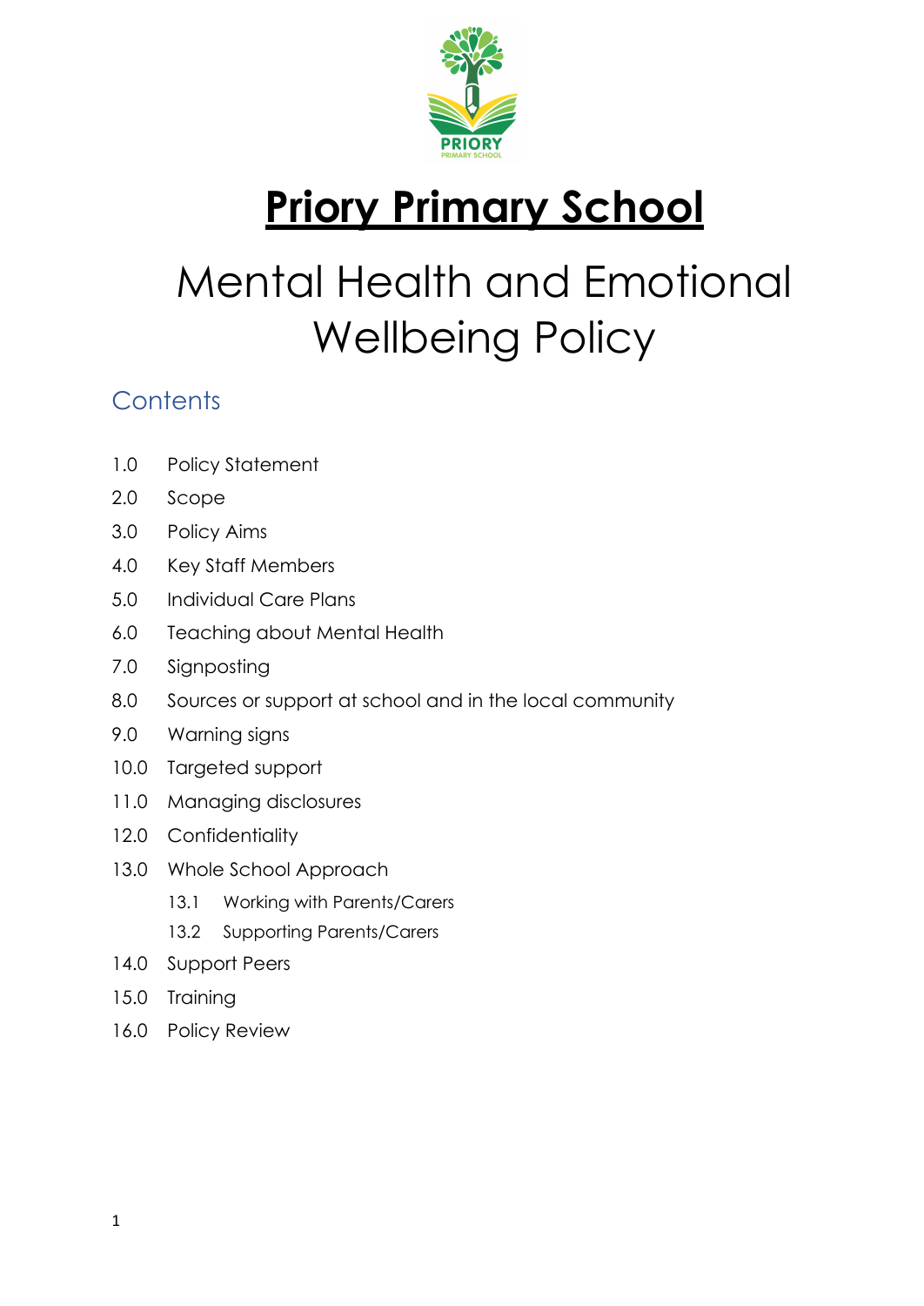# **Priory Primary School**

# Mental Health and Emotional Wellbeing Policy

## Contents

1.0 Policy Statement

2.0 Scope

3.0 Policy Aims

4.0 Key Staff Members

5.0 Individual Care Plans

6.0 Teaching about Mental Health

7.0 Signposting

8.0 Sources or support at school and in the local community

9.0 Warning signs

10.0 Targeted support

11.0 Managing disclosures

12.0 Confidentiality

13.0 Whole School Approach

- 13.1 Working with Parents/Carers
- 13.2 Supporting Parents/Carers

14.0 Support Peers

15.0 Training

16.0 Policy Review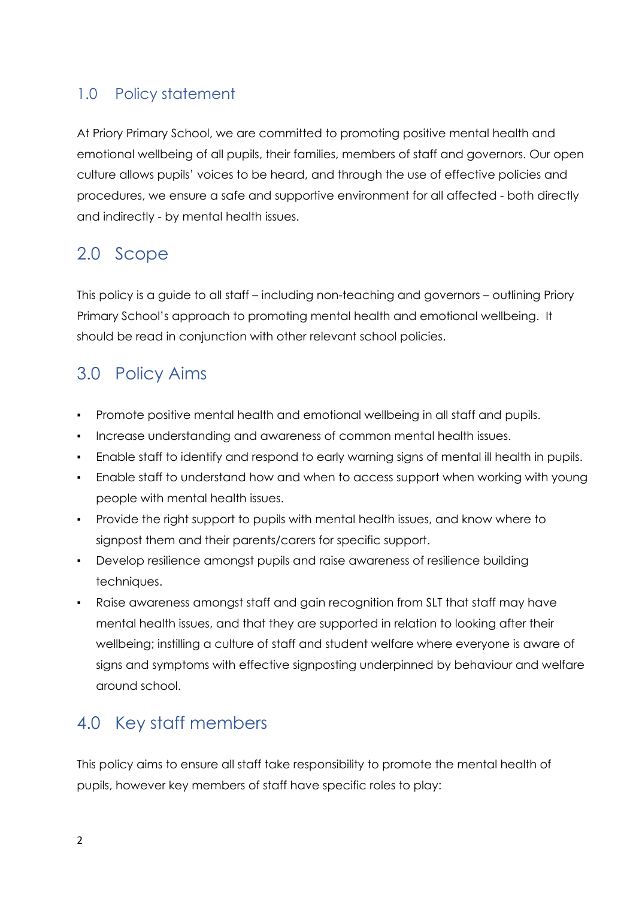## 1.0 Policy statement

At Priory Primary School, we are committed to promoting positive mental health and emotional wellbeing of all pupils, their families, members of staff and governors. Our open culture allows pupils' voices to be heard, and through the use of effective policies and procedures, we ensure a safe and supportive environment for all affected - both directly and indirectly - by mental health issues.

## 2.0 Scope

This policy is a guide to all staff – including non-teaching and governors – outlining Priory Primary School's approach to promoting mental health and emotional wellbeing. It should be read in conjunction with other relevant school policies.

## 3.0 Policy Aims

- Promote positive mental health and emotional wellbeing in all staff and pupils.
- Increase understanding and awareness of common mental health issues.
- Enable staff to identify and respond to early warning signs of mental ill health in pupils.
- Enable staff to understand how and when to access support when working with young people with mental health issues.
- Provide the right support to pupils with mental health issues, and know where to signpost them and their parents/carers for specific support.
- Develop resilience amongst pupils and raise awareness of resilience building techniques.
- Raise awareness amongst staff and gain recognition from SLT that staff may have mental health issues, and that they are supported in relation to looking after their wellbeing; instilling a culture of staff and student welfare where everyone is aware of signs and symptoms with effective signposting underpinned by behaviour and welfare around school.

## 4.0 Key staff members

This policy aims to ensure all staff take responsibility to promote the mental health of pupils, however key members of staff have specific roles to play: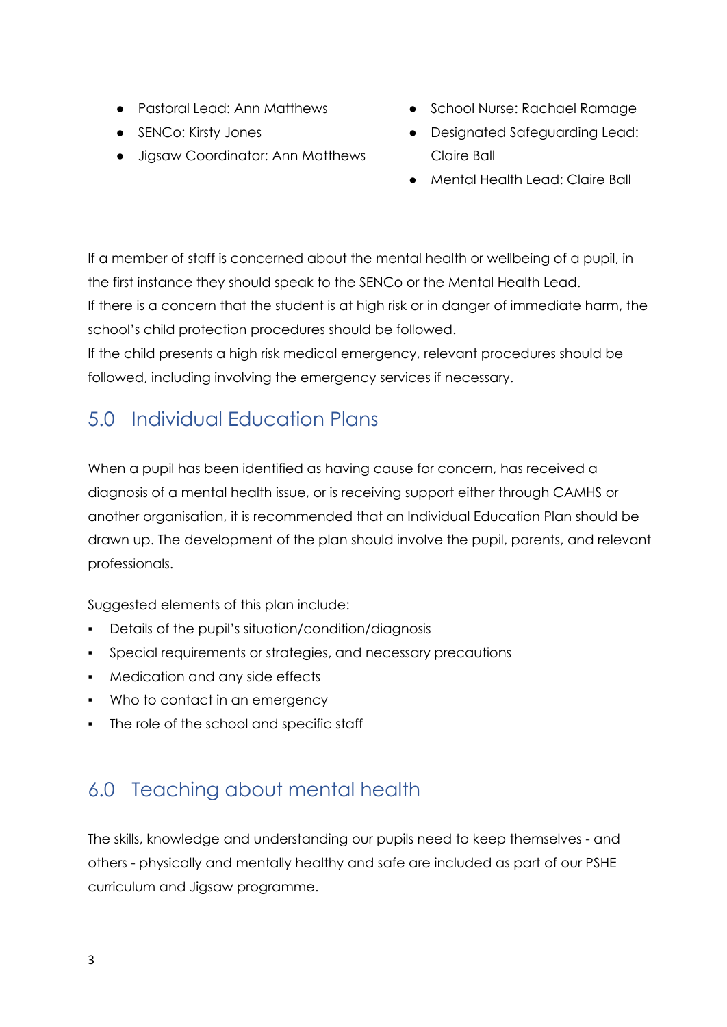- Pastoral Lead: Ann Matthews
- SENCo: Kirsty Jones
- Jigsaw Coordinator: Ann Matthews
- School Nurse: Rachael Ramage
- Designated Safeguarding Lead: Claire Ball
- Mental Health Lead: Claire Ball

If a member of staff is concerned about the mental health or wellbeing of a pupil, in the first instance they should speak to the SENCo or the Mental Health Lead.
If there is a concern that the student is at high risk or in danger of immediate harm, the school's child protection procedures should be followed.
If the child presents a high risk medical emergency, relevant procedures should be followed, including involving the emergency services if necessary.

## 5.0 Individual Education Plans

When a pupil has been identified as having cause for concern, has received a diagnosis of a mental health issue, or is receiving support either through CAMHS or another organisation, it is recommended that an Individual Education Plan should be drawn up. The development of the plan should involve the pupil, parents, and relevant professionals.

Suggested elements of this plan include:

- Details of the pupil's situation/condition/diagnosis
- Special requirements or strategies, and necessary precautions
- Medication and any side effects
- Who to contact in an emergency
- The role of the school and specific staff

## 6.0 Teaching about mental health

The skills, knowledge and understanding our pupils need to keep themselves - and others - physically and mentally healthy and safe are included as part of our PSHE curriculum and Jigsaw programme.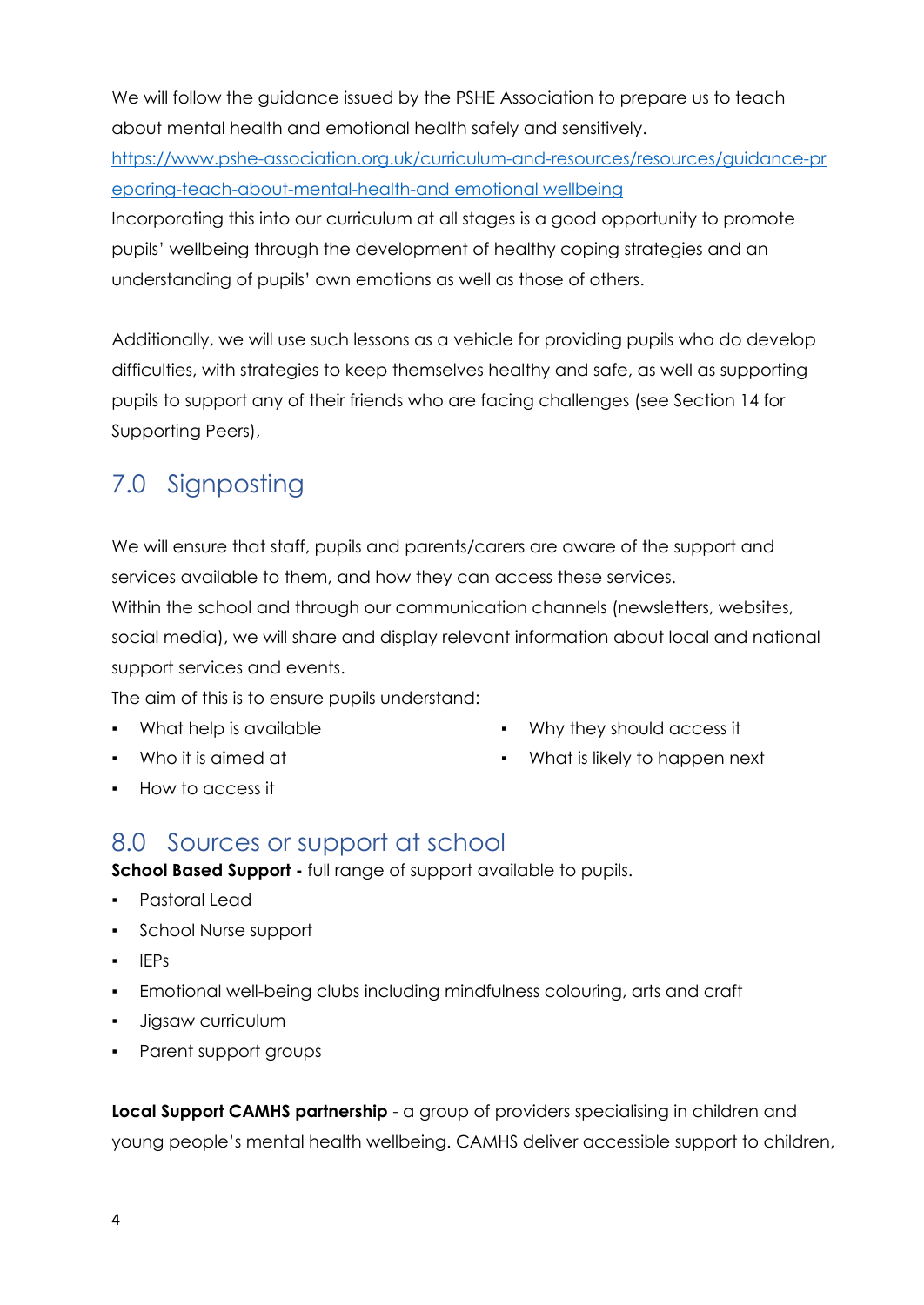We will follow the guidance issued by the PSHE Association to prepare us to teach about mental health and emotional health safely and sensitively.
[https://www.pshe-association.org.uk/curriculum-and-resources/resources/guidance-preparing-teach-about-mental-health-and emotional wellbeing](https://www.pshe-association.org.uk/curriculum-and-resources/resources/guidance-preparing-teach-about-mental-health-and emotional wellbeing)
Incorporating this into our curriculum at all stages is a good opportunity to promote pupils' wellbeing through the development of healthy coping strategies and an understanding of pupils' own emotions as well as those of others.

Additionally, we will use such lessons as a vehicle for providing pupils who do develop difficulties, with strategies to keep themselves healthy and safe, as well as supporting pupils to support any of their friends who are facing challenges (see Section 14 for Supporting Peers),

## 7.0 Signposting

We will ensure that staff, pupils and parents/carers are aware of the support and services available to them, and how they can access these services.
Within the school and through our communication channels (newsletters, websites, social media), we will share and display relevant information about local and national support services and events.
The aim of this is to ensure pupils understand:

- What help is available
- Who it is aimed at
- How to access it
- Why they should access it
- What is likely to happen next

## 8.0 Sources or support at school

**School Based Support -** full range of support available to pupils.

- Pastoral Lead
- School Nurse support
- IEPs
- Emotional well-being clubs including mindfulness colouring, arts and craft
- Jigsaw curriculum
- Parent support groups

**Local Support CAMHS partnership** - a group of providers specialising in children and young people's mental health wellbeing. CAMHS deliver accessible support to children,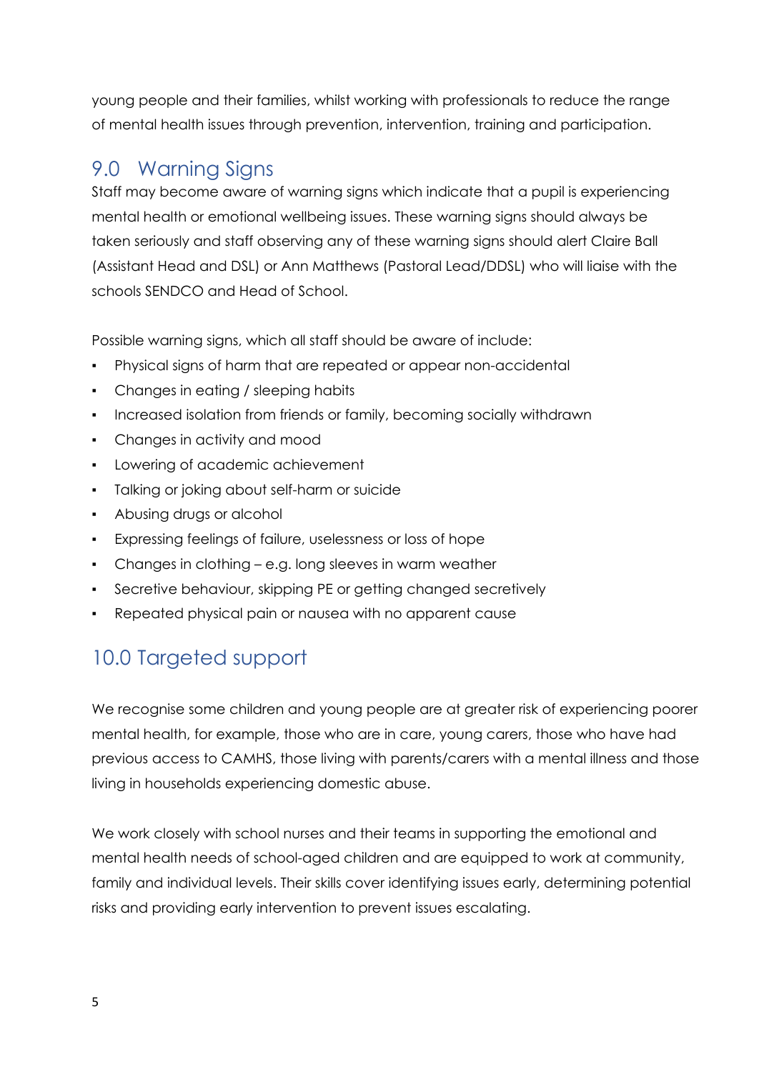young people and their families, whilst working with professionals to reduce the range of mental health issues through prevention, intervention, training and participation.

## 9.0 Warning Signs

Staff may become aware of warning signs which indicate that a pupil is experiencing mental health or emotional wellbeing issues. These warning signs should always be taken seriously and staff observing any of these warning signs should alert Claire Ball (Assistant Head and DSL) or Ann Matthews (Pastoral Lead/DDSL) who will liaise with the schools SENDCO and Head of School.

Possible warning signs, which all staff should be aware of include:

- Physical signs of harm that are repeated or appear non-accidental
- Changes in eating / sleeping habits
- Increased isolation from friends or family, becoming socially withdrawn
- Changes in activity and mood
- Lowering of academic achievement
- Talking or joking about self-harm or suicide
- Abusing drugs or alcohol
- Expressing feelings of failure, uselessness or loss of hope
- Changes in clothing – e.g. long sleeves in warm weather
- Secretive behaviour, skipping PE or getting changed secretively
- Repeated physical pain or nausea with no apparent cause

## 10.0 Targeted support

We recognise some children and young people are at greater risk of experiencing poorer mental health, for example, those who are in care, young carers, those who have had previous access to CAMHS, those living with parents/carers with a mental illness and those living in households experiencing domestic abuse.

We work closely with school nurses and their teams in supporting the emotional and mental health needs of school-aged children and are equipped to work at community, family and individual levels. Their skills cover identifying issues early, determining potential risks and providing early intervention to prevent issues escalating.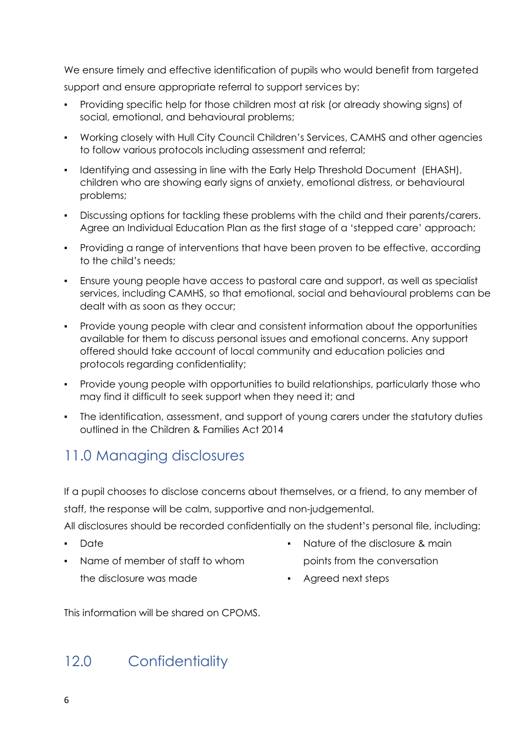We ensure timely and effective identification of pupils who would benefit from targeted support and ensure appropriate referral to support services by:

- Providing specific help for those children most at risk (or already showing signs) of social, emotional, and behavioural problems;
- Working closely with Hull City Council Children's Services, CAMHS and other agencies to follow various protocols including assessment and referral;
- Identifying and assessing in line with the Early Help Threshold Document (EHASH), children who are showing early signs of anxiety, emotional distress, or behavioural problems;
- Discussing options for tackling these problems with the child and their parents/carers. Agree an Individual Education Plan as the first stage of a 'stepped care' approach;
- Providing a range of interventions that have been proven to be effective, according to the child's needs;
- Ensure young people have access to pastoral care and support, as well as specialist services, including CAMHS, so that emotional, social and behavioural problems can be dealt with as soon as they occur;
- Provide young people with clear and consistent information about the opportunities available for them to discuss personal issues and emotional concerns. Any support offered should take account of local community and education policies and protocols regarding confidentiality;
- Provide young people with opportunities to build relationships, particularly those who may find it difficult to seek support when they need it; and
- The identification, assessment, and support of young carers under the statutory duties outlined in the Children & Families Act 2014

## 11.0 Managing disclosures

If a pupil chooses to disclose concerns about themselves, or a friend, to any member of staff, the response will be calm, supportive and non-judgemental.

All disclosures should be recorded confidentially on the student's personal file, including:

- Date
- Name of member of staff to whom the disclosure was made
- Nature of the disclosure & main points from the conversation
- Agreed next steps

This information will be shared on CPOMS.

## 12.0 Confidentiality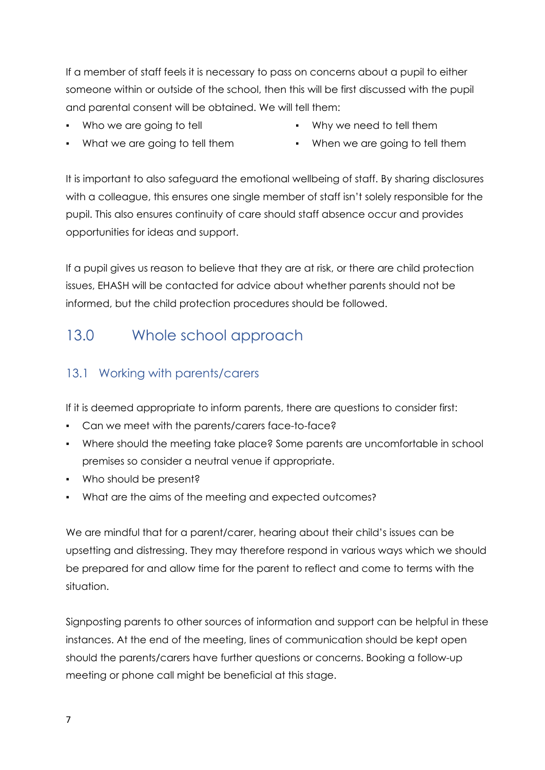If a member of staff feels it is necessary to pass on concerns about a pupil to either someone within or outside of the school, then this will be first discussed with the pupil and parental consent will be obtained. We will tell them:

- Who we are going to tell
- What we are going to tell them
- Why we need to tell them
- When we are going to tell them

It is important to also safeguard the emotional wellbeing of staff. By sharing disclosures with a colleague, this ensures one single member of staff isn't solely responsible for the pupil. This also ensures continuity of care should staff absence occur and provides opportunities for ideas and support.

If a pupil gives us reason to believe that they are at risk, or there are child protection issues, EHASH will be contacted for advice about whether parents should not be informed, but the child protection procedures should be followed.

## 13.0 Whole school approach

### 13.1 Working with parents/carers

If it is deemed appropriate to inform parents, there are questions to consider first:

- Can we meet with the parents/carers face-to-face?
- Where should the meeting take place? Some parents are uncomfortable in school premises so consider a neutral venue if appropriate.
- Who should be present?
- What are the aims of the meeting and expected outcomes?

We are mindful that for a parent/carer, hearing about their child's issues can be upsetting and distressing. They may therefore respond in various ways which we should be prepared for and allow time for the parent to reflect and come to terms with the situation.

Signposting parents to other sources of information and support can be helpful in these instances. At the end of the meeting, lines of communication should be kept open should the parents/carers have further questions or concerns. Booking a follow-up meeting or phone call might be beneficial at this stage.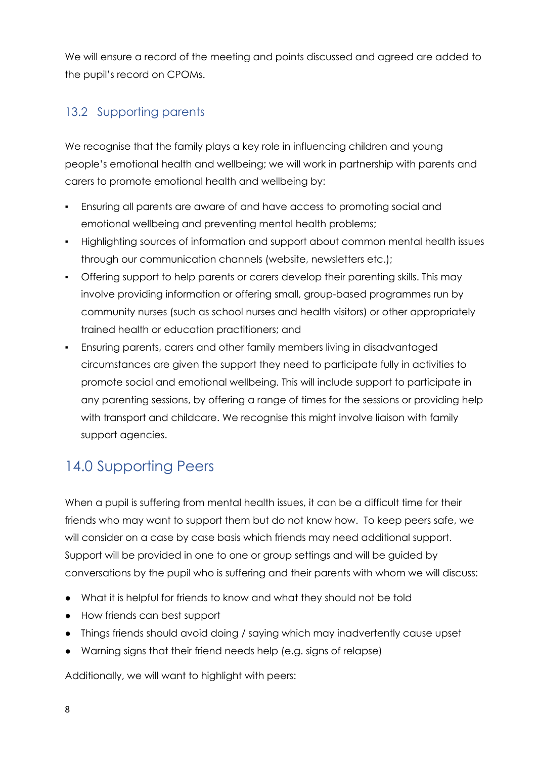We will ensure a record of the meeting and points discussed and agreed are added to the pupil's record on CPOMs.

### 13.2 Supporting parents

We recognise that the family plays a key role in influencing children and young people's emotional health and wellbeing; we will work in partnership with parents and carers to promote emotional health and wellbeing by:

- Ensuring all parents are aware of and have access to promoting social and emotional wellbeing and preventing mental health problems;
- Highlighting sources of information and support about common mental health issues through our communication channels (website, newsletters etc.);
- Offering support to help parents or carers develop their parenting skills. This may involve providing information or offering small, group-based programmes run by community nurses (such as school nurses and health visitors) or other appropriately trained health or education practitioners; and
- Ensuring parents, carers and other family members living in disadvantaged circumstances are given the support they need to participate fully in activities to promote social and emotional wellbeing. This will include support to participate in any parenting sessions, by offering a range of times for the sessions or providing help with transport and childcare. We recognise this might involve liaison with family support agencies.

## 14.0 Supporting Peers

When a pupil is suffering from mental health issues, it can be a difficult time for their friends who may want to support them but do not know how. To keep peers safe, we will consider on a case by case basis which friends may need additional support. Support will be provided in one to one or group settings and will be guided by conversations by the pupil who is suffering and their parents with whom we will discuss:

- What it is helpful for friends to know and what they should not be told
- How friends can best support
- Things friends should avoid doing / saying which may inadvertently cause upset
- Warning signs that their friend needs help (e.g. signs of relapse)

Additionally, we will want to highlight with peers: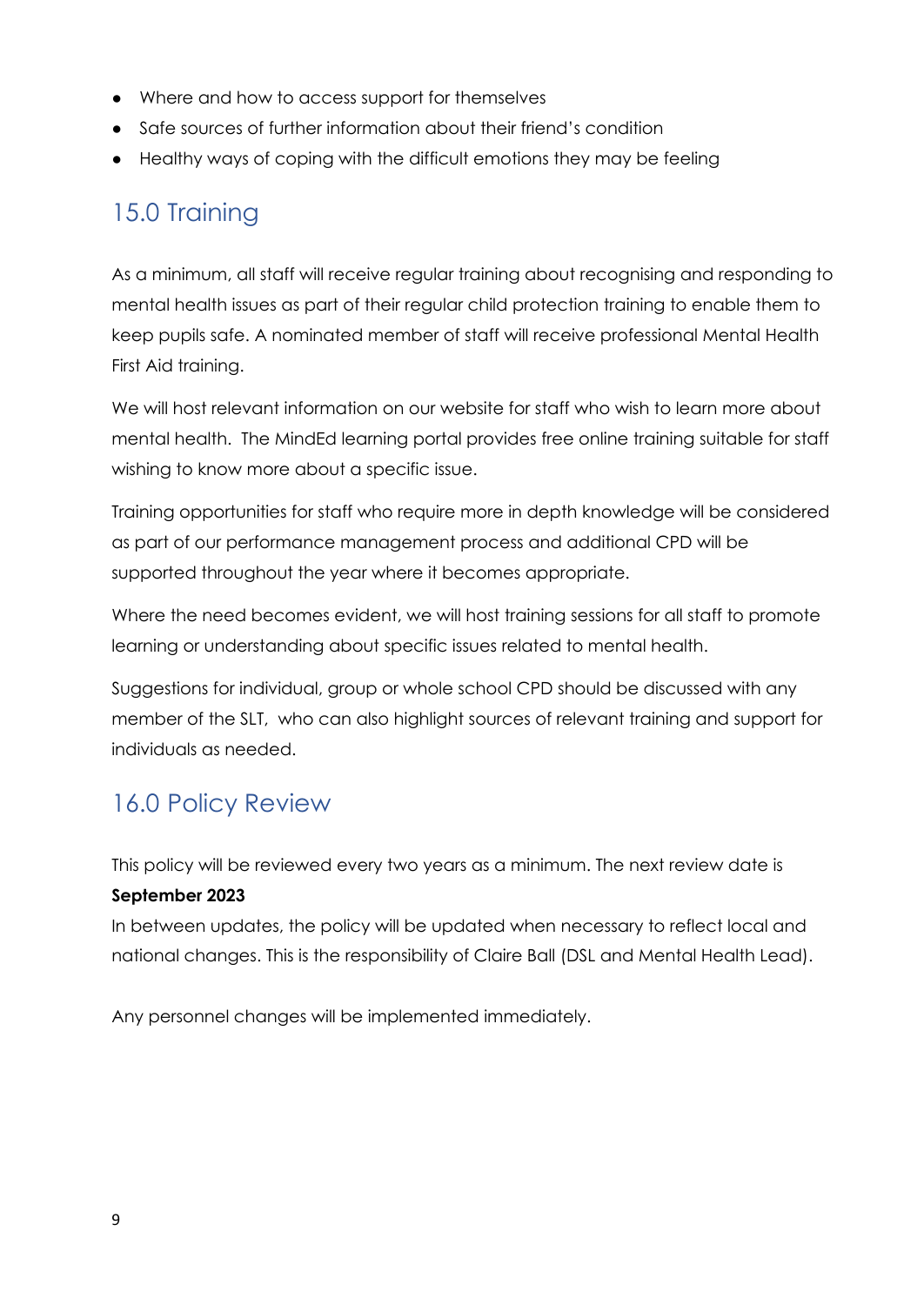- Where and how to access support for themselves
- Safe sources of further information about their friend's condition
- Healthy ways of coping with the difficult emotions they may be feeling

## 15.0 Training

As a minimum, all staff will receive regular training about recognising and responding to mental health issues as part of their regular child protection training to enable them to keep pupils safe. A nominated member of staff will receive professional Mental Health First Aid training.

We will host relevant information on our website for staff who wish to learn more about mental health. The MindEd learning portal provides free online training suitable for staff wishing to know more about a specific issue.

Training opportunities for staff who require more in depth knowledge will be considered as part of our performance management process and additional CPD will be supported throughout the year where it becomes appropriate.

Where the need becomes evident, we will host training sessions for all staff to promote learning or understanding about specific issues related to mental health.

Suggestions for individual, group or whole school CPD should be discussed with any member of the SLT, who can also highlight sources of relevant training and support for individuals as needed.

## 16.0 Policy Review

This policy will be reviewed every two years as a minimum. The next review date is **September 2023**

In between updates, the policy will be updated when necessary to reflect local and national changes. This is the responsibility of Claire Ball (DSL and Mental Health Lead).

Any personnel changes will be implemented immediately.